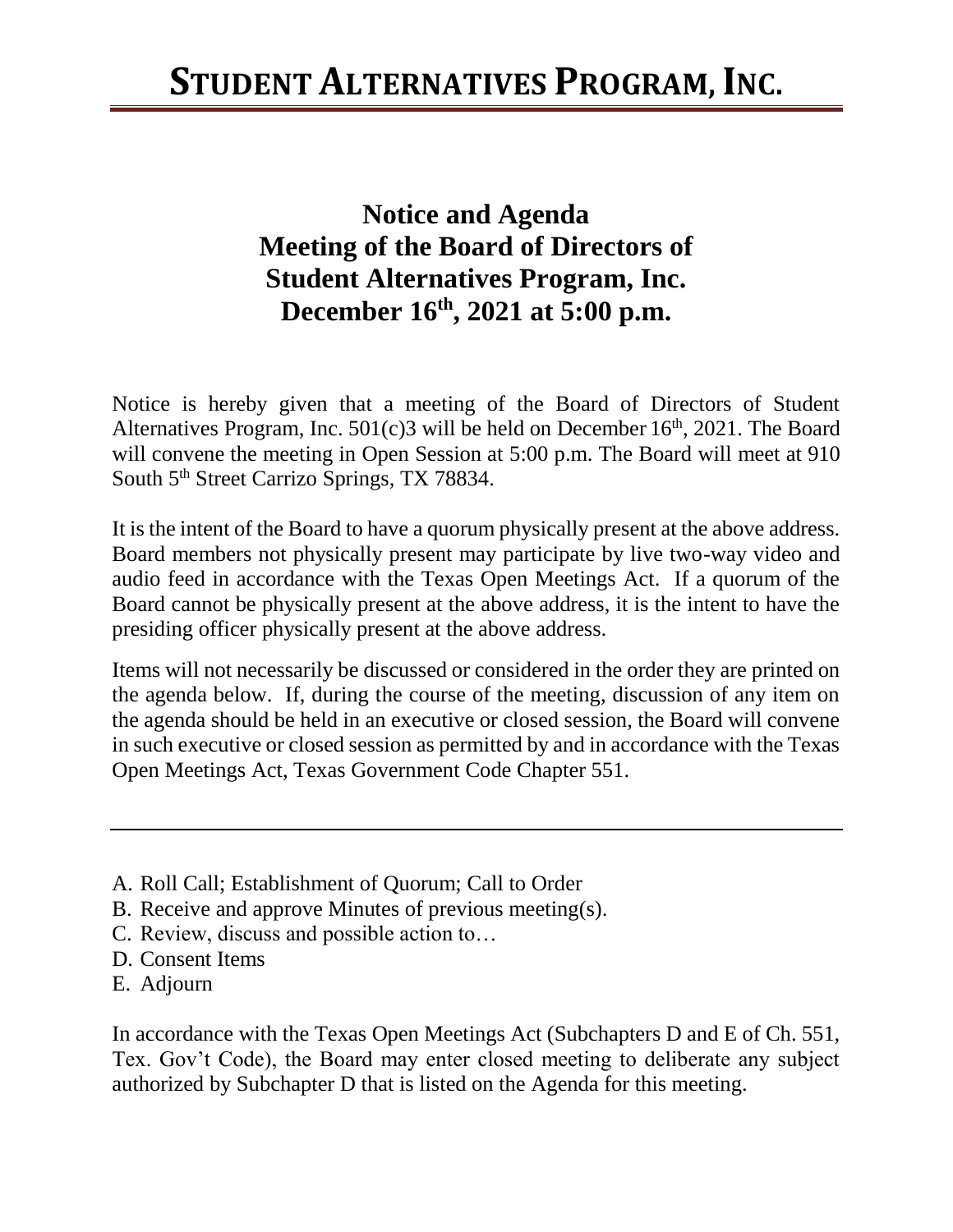# Student Alternatives Program, Inc.

## Notice and Agenda
## Meeting of the Board of Directors of
## Student Alternatives Program, Inc.
## December 16th, 2021 at 5:00 p.m.

Notice is hereby given that a meeting of the Board of Directors of Student Alternatives Program, Inc. 501(c)3 will be held on December 16th, 2021. The Board will convene the meeting in Open Session at 5:00 p.m. The Board will meet at 910 South 5th Street Carrizo Springs, TX 78834.

It is the intent of the Board to have a quorum physically present at the above address. Board members not physically present may participate by live two-way video and audio feed in accordance with the Texas Open Meetings Act. If a quorum of the Board cannot be physically present at the above address, it is the intent to have the presiding officer physically present at the above address.

Items will not necessarily be discussed or considered in the order they are printed on the agenda below. If, during the course of the meeting, discussion of any item on the agenda should be held in an executive or closed session, the Board will convene in such executive or closed session as permitted by and in accordance with the Texas Open Meetings Act, Texas Government Code Chapter 551.

---

A. Roll Call; Establishment of Quorum; Call to Order
B. Receive and approve Minutes of previous meeting(s).
C. Review, discuss and possible action to…
D. Consent Items
E. Adjourn

In accordance with the Texas Open Meetings Act (Subchapters D and E of Ch. 551, Tex. Gov't Code), the Board may enter closed meeting to deliberate any subject authorized by Subchapter D that is listed on the Agenda for this meeting.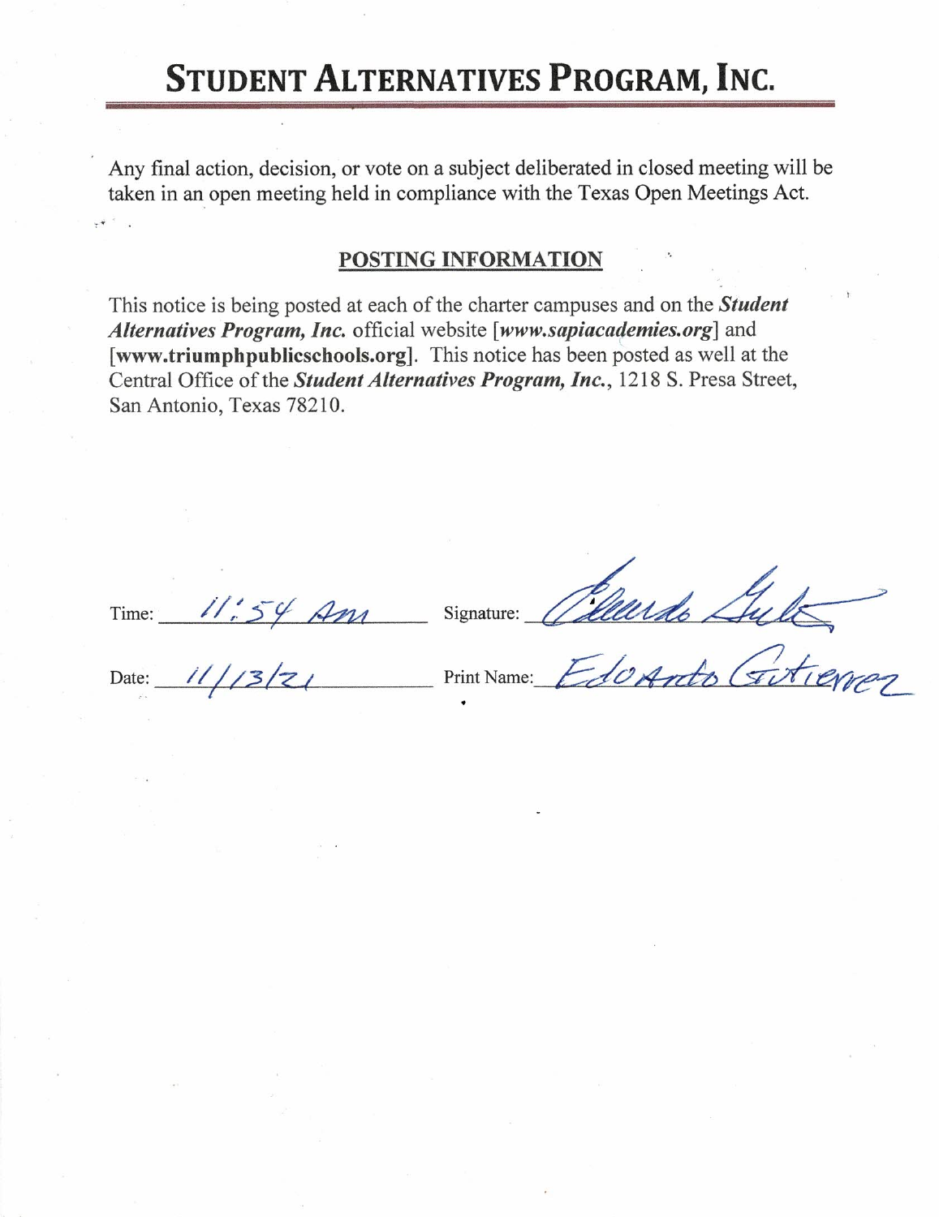# STUDENT ALTERNATIVES PROGRAM, INC.

Any final action, decision, or vote on a subject deliberated in closed meeting will be taken in an open meeting held in compliance with the Texas Open Meetings Act.

## POSTING INFORMATION

This notice is being posted at each of the charter campuses and on the ***Student Alternatives Program, Inc.*** official website [***www.sapiacademies.org***] and [**www.triumphpublicschools.org**]. This notice has been posted as well at the Central Office of the ***Student Alternatives Program, Inc.***, 1218 S. Presa Street, San Antonio, Texas 78210.

Time: 11:54 AM Signature: *(signature)*

Date: 11/13/21 Print Name: Edoardo Gutierrez